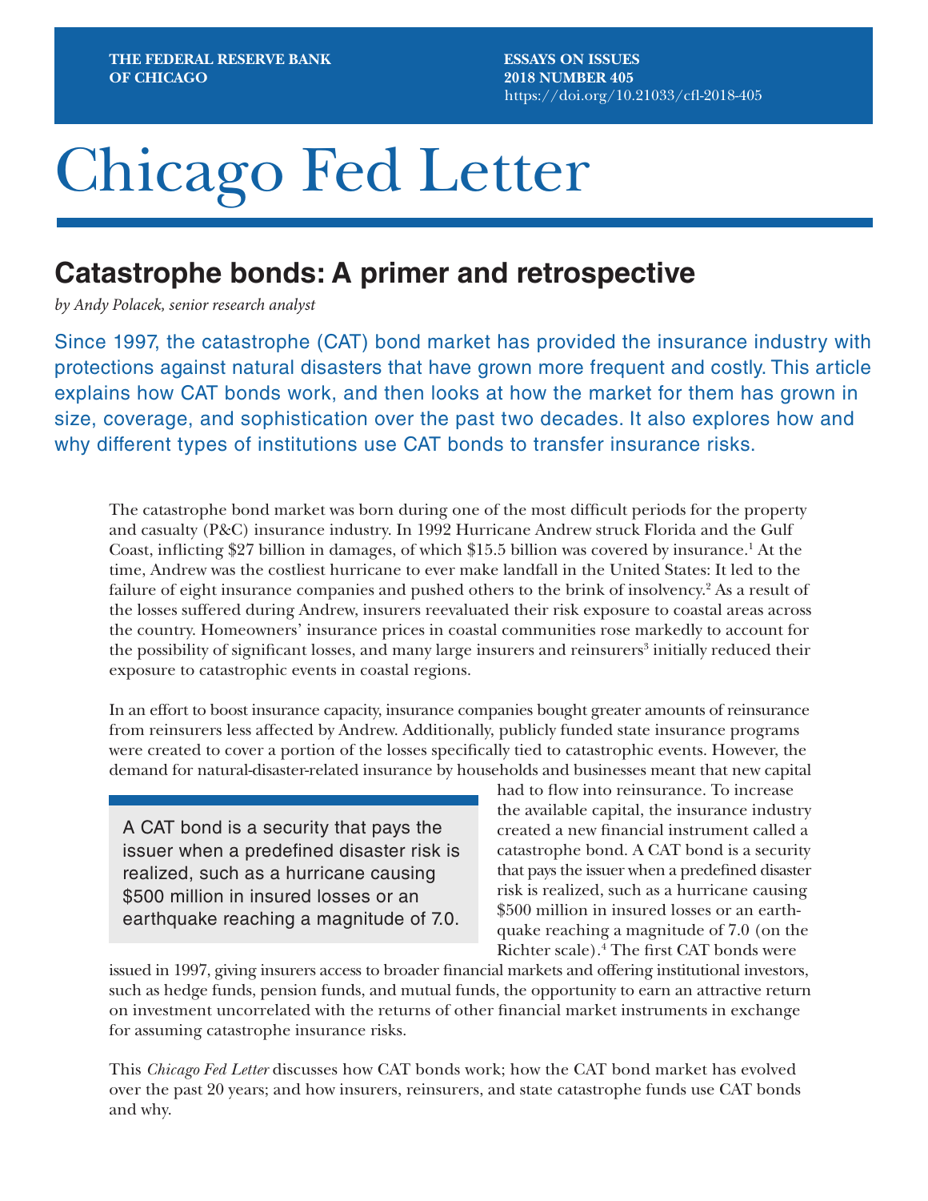THE FEDERAL RESERVE BANK OF CHICAGO

ESSAYS ON ISSUES
2018 NUMBER 405
https://doi.org/10.21033/cfl-2018-405

# Chicago Fed Letter

## Catastrophe bonds: A primer and retrospective

*by Andy Polacek, senior research analyst*

Since 1997, the catastrophe (CAT) bond market has provided the insurance industry with protections against natural disasters that have grown more frequent and costly. This article explains how CAT bonds work, and then looks at how the market for them has grown in size, coverage, and sophistication over the past two decades. It also explores how and why different types of institutions use CAT bonds to transfer insurance risks.

The catastrophe bond market was born during one of the most difficult periods for the property and casualty (P&C) insurance industry. In 1992 Hurricane Andrew struck Florida and the Gulf Coast, inflicting $27 billion in damages, of which $15.5 billion was covered by insurance.[1] At the time, Andrew was the costliest hurricane to ever make landfall in the United States: It led to the failure of eight insurance companies and pushed others to the brink of insolvency.[2] As a result of the losses suffered during Andrew, insurers reevaluated their risk exposure to coastal areas across the country. Homeowners' insurance prices in coastal communities rose markedly to account for the possibility of significant losses, and many large insurers and reinsurers[3] initially reduced their exposure to catastrophic events in coastal regions.

In an effort to boost insurance capacity, insurance companies bought greater amounts of reinsurance from reinsurers less affected by Andrew. Additionally, publicly funded state insurance programs were created to cover a portion of the losses specifically tied to catastrophic events. However, the demand for natural-disaster-related insurance by households and businesses meant that new capital had to flow into reinsurance. To increase the available capital, the insurance industry created a new financial instrument called a catastrophe bond. A CAT bond is a security that pays the issuer when a predefined disaster risk is realized, such as a hurricane causing $500 million in insured losses or an earthquake reaching a magnitude of 7.0 (on the Richter scale).[4] The first CAT bonds were issued in 1997, giving insurers access to broader financial markets and offering institutional investors, such as hedge funds, pension funds, and mutual funds, the opportunity to earn an attractive return on investment uncorrelated with the returns of other financial market instruments in exchange for assuming catastrophe insurance risks.

> A CAT bond is a security that pays the issuer when a predefined disaster risk is realized, such as a hurricane causing $500 million in insured losses or an earthquake reaching a magnitude of 7.0.

This *Chicago Fed Letter* discusses how CAT bonds work; how the CAT bond market has evolved over the past 20 years; and how insurers, reinsurers, and state catastrophe funds use CAT bonds and why.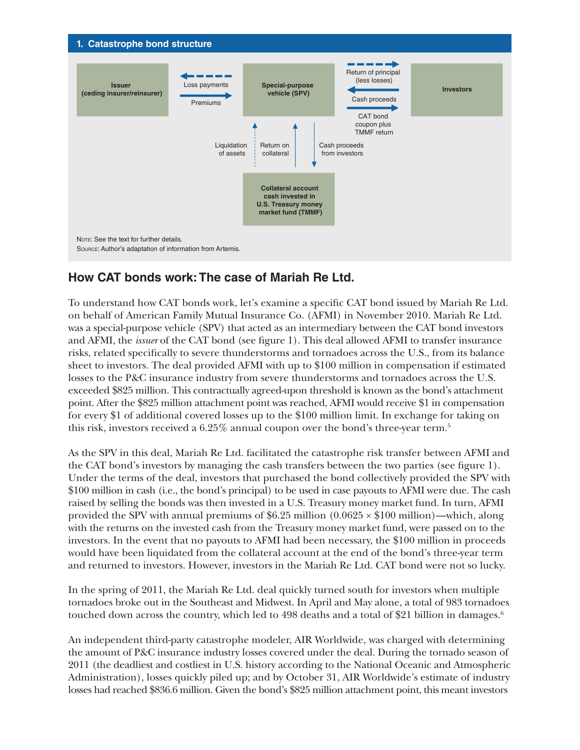**1. Catastrophe bond structure**

Issuer (ceding insurer/reinsurer)

Loss payments

Premiums

Special-purpose vehicle (SPV)

Return of principal (less losses)

Cash proceeds

CAT bond coupon plus TMMF return

Investors

Liquidation of assets

Return on collateral

Cash proceeds from investors

Collateral account cash invested in U.S. Treasury money market fund (TMMF)

Note: See the text for further details.
Source: Author's adaptation of information from Artemis.

## How CAT bonds work: The case of Mariah Re Ltd.

To understand how CAT bonds work, let's examine a specific CAT bond issued by Mariah Re Ltd. on behalf of American Family Mutual Insurance Co. (AFMI) in November 2010. Mariah Re Ltd. was a special-purpose vehicle (SPV) that acted as an intermediary between the CAT bond investors and AFMI, the *issuer* of the CAT bond (see figure 1). This deal allowed AFMI to transfer insurance risks, related specifically to severe thunderstorms and tornadoes across the U.S., from its balance sheet to investors. The deal provided AFMI with up to \$100 million in compensation if estimated losses to the P&C insurance industry from severe thunderstorms and tornadoes across the U.S. exceeded \$825 million. This contractually agreed-upon threshold is known as the bond's attachment point. After the \$825 million attachment point was reached, AFMI would receive \$1 in compensation for every \$1 of additional covered losses up to the \$100 million limit. In exchange for taking on this risk, investors received a 6.25% annual coupon over the bond's three-year term.[5]

As the SPV in this deal, Mariah Re Ltd. facilitated the catastrophe risk transfer between AFMI and the CAT bond's investors by managing the cash transfers between the two parties (see figure 1). Under the terms of the deal, investors that purchased the bond collectively provided the SPV with \$100 million in cash (i.e., the bond's principal) to be used in case payouts to AFMI were due. The cash raised by selling the bonds was then invested in a U.S. Treasury money market fund. In turn, AFMI provided the SPV with annual premiums of \$6.25 million (0.0625 × \$100 million)—which, along with the returns on the invested cash from the Treasury money market fund, were passed on to the investors. In the event that no payouts to AFMI had been necessary, the \$100 million in proceeds would have been liquidated from the collateral account at the end of the bond's three-year term and returned to investors. However, investors in the Mariah Re Ltd. CAT bond were not so lucky.

In the spring of 2011, the Mariah Re Ltd. deal quickly turned south for investors when multiple tornadoes broke out in the Southeast and Midwest. In April and May alone, a total of 983 tornadoes touched down across the country, which led to 498 deaths and a total of \$21 billion in damages.[6]

An independent third-party catastrophe modeler, AIR Worldwide, was charged with determining the amount of P&C insurance industry losses covered under the deal. During the tornado season of 2011 (the deadliest and costliest in U.S. history according to the National Oceanic and Atmospheric Administration), losses quickly piled up; and by October 31, AIR Worldwide's estimate of industry losses had reached \$836.6 million. Given the bond's \$825 million attachment point, this meant investors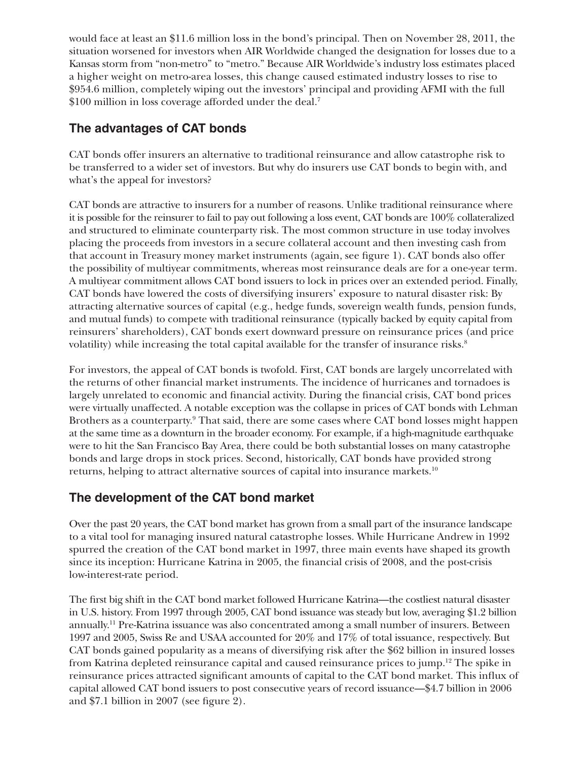would face at least an $11.6 million loss in the bond's principal. Then on November 28, 2011, the situation worsened for investors when AIR Worldwide changed the designation for losses due to a Kansas storm from "non-metro" to "metro." Because AIR Worldwide's industry loss estimates placed a higher weight on metro-area losses, this change caused estimated industry losses to rise to $954.6 million, completely wiping out the investors' principal and providing AFMI with the full $100 million in loss coverage afforded under the deal.[7]

## The advantages of CAT bonds

CAT bonds offer insurers an alternative to traditional reinsurance and allow catastrophe risk to be transferred to a wider set of investors. But why do insurers use CAT bonds to begin with, and what's the appeal for investors?

CAT bonds are attractive to insurers for a number of reasons. Unlike traditional reinsurance where it is possible for the reinsurer to fail to pay out following a loss event, CAT bonds are 100% collateralized and structured to eliminate counterparty risk. The most common structure in use today involves placing the proceeds from investors in a secure collateral account and then investing cash from that account in Treasury money market instruments (again, see figure 1). CAT bonds also offer the possibility of multiyear commitments, whereas most reinsurance deals are for a one-year term. A multiyear commitment allows CAT bond issuers to lock in prices over an extended period. Finally, CAT bonds have lowered the costs of diversifying insurers' exposure to natural disaster risk: By attracting alternative sources of capital (e.g., hedge funds, sovereign wealth funds, pension funds, and mutual funds) to compete with traditional reinsurance (typically backed by equity capital from reinsurers' shareholders), CAT bonds exert downward pressure on reinsurance prices (and price volatility) while increasing the total capital available for the transfer of insurance risks.[8]

For investors, the appeal of CAT bonds is twofold. First, CAT bonds are largely uncorrelated with the returns of other financial market instruments. The incidence of hurricanes and tornadoes is largely unrelated to economic and financial activity. During the financial crisis, CAT bond prices were virtually unaffected. A notable exception was the collapse in prices of CAT bonds with Lehman Brothers as a counterparty.[9] That said, there are some cases where CAT bond losses might happen at the same time as a downturn in the broader economy. For example, if a high-magnitude earthquake were to hit the San Francisco Bay Area, there could be both substantial losses on many catastrophe bonds and large drops in stock prices. Second, historically, CAT bonds have provided strong returns, helping to attract alternative sources of capital into insurance markets.[10]

## The development of the CAT bond market

Over the past 20 years, the CAT bond market has grown from a small part of the insurance landscape to a vital tool for managing insured natural catastrophe losses. While Hurricane Andrew in 1992 spurred the creation of the CAT bond market in 1997, three main events have shaped its growth since its inception: Hurricane Katrina in 2005, the financial crisis of 2008, and the post-crisis low-interest-rate period.

The first big shift in the CAT bond market followed Hurricane Katrina—the costliest natural disaster in U.S. history. From 1997 through 2005, CAT bond issuance was steady but low, averaging $1.2 billion annually.[11] Pre-Katrina issuance was also concentrated among a small number of insurers. Between 1997 and 2005, Swiss Re and USAA accounted for 20% and 17% of total issuance, respectively. But CAT bonds gained popularity as a means of diversifying risk after the $62 billion in insured losses from Katrina depleted reinsurance capital and caused reinsurance prices to jump.[12] The spike in reinsurance prices attracted significant amounts of capital to the CAT bond market. This influx of capital allowed CAT bond issuers to post consecutive years of record issuance—$4.7 billion in 2006 and $7.1 billion in 2007 (see figure 2).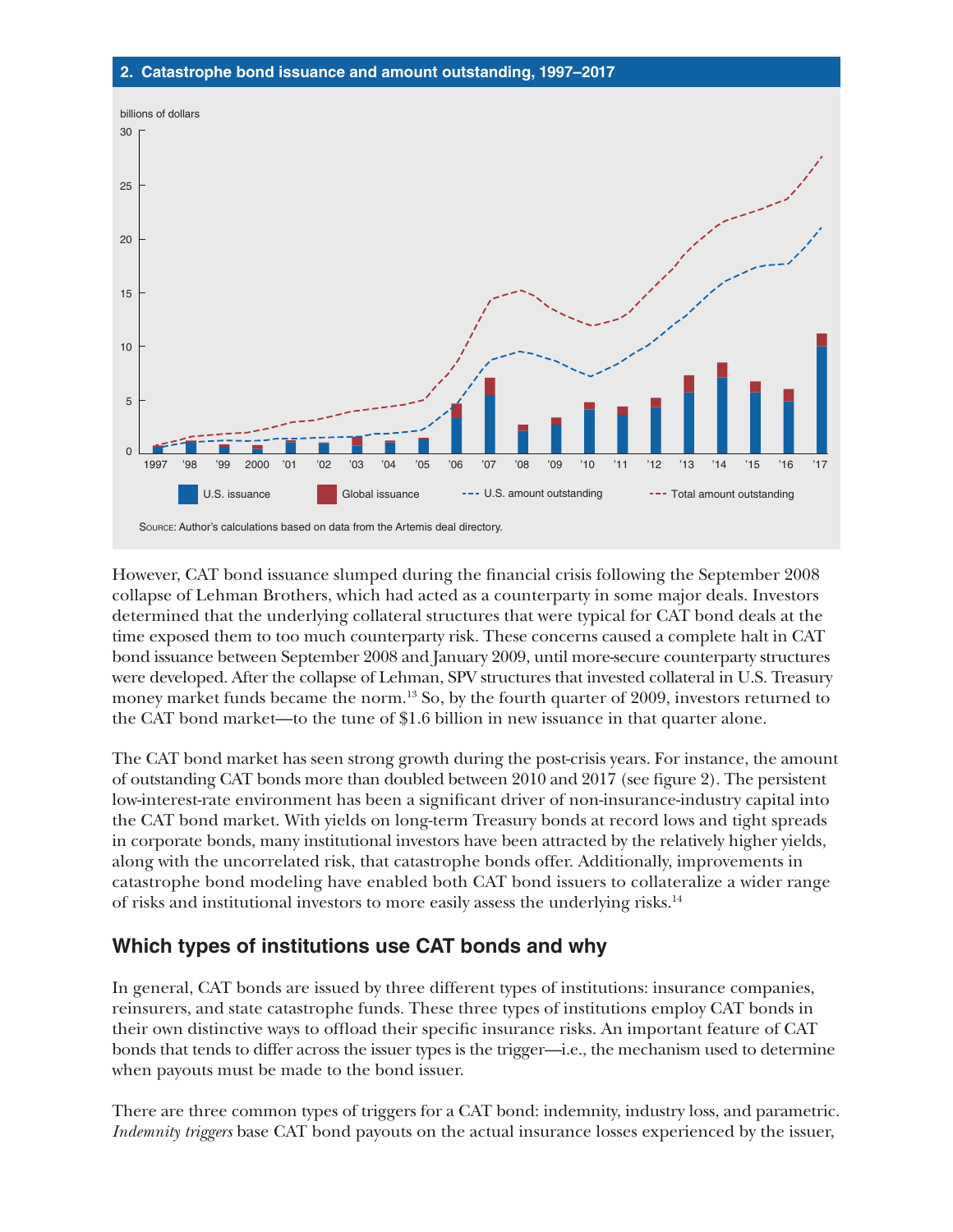**2. Catastrophe bond issuance and amount outstanding, 1997–2017**

Source: Author's calculations based on data from the Artemis deal directory.

However, CAT bond issuance slumped during the financial crisis following the September 2008 collapse of Lehman Brothers, which had acted as a counterparty in some major deals. Investors determined that the underlying collateral structures that were typical for CAT bond deals at the time exposed them to too much counterparty risk. These concerns caused a complete halt in CAT bond issuance between September 2008 and January 2009, until more-secure counterparty structures were developed. After the collapse of Lehman, SPV structures that invested collateral in U.S. Treasury money market funds became the norm.[13] So, by the fourth quarter of 2009, investors returned to the CAT bond market—to the tune of $1.6 billion in new issuance in that quarter alone.

The CAT bond market has seen strong growth during the post-crisis years. For instance, the amount of outstanding CAT bonds more than doubled between 2010 and 2017 (see figure 2). The persistent low-interest-rate environment has been a significant driver of non-insurance-industry capital into the CAT bond market. With yields on long-term Treasury bonds at record lows and tight spreads in corporate bonds, many institutional investors have been attracted by the relatively higher yields, along with the uncorrelated risk, that catastrophe bonds offer. Additionally, improvements in catastrophe bond modeling have enabled both CAT bond issuers to collateralize a wider range of risks and institutional investors to more easily assess the underlying risks.[14]

## Which types of institutions use CAT bonds and why

In general, CAT bonds are issued by three different types of institutions: insurance companies, reinsurers, and state catastrophe funds. These three types of institutions employ CAT bonds in their own distinctive ways to offload their specific insurance risks. An important feature of CAT bonds that tends to differ across the issuer types is the trigger—i.e., the mechanism used to determine when payouts must be made to the bond issuer.

There are three common types of triggers for a CAT bond: indemnity, industry loss, and parametric. *Indemnity triggers* base CAT bond payouts on the actual insurance losses experienced by the issuer,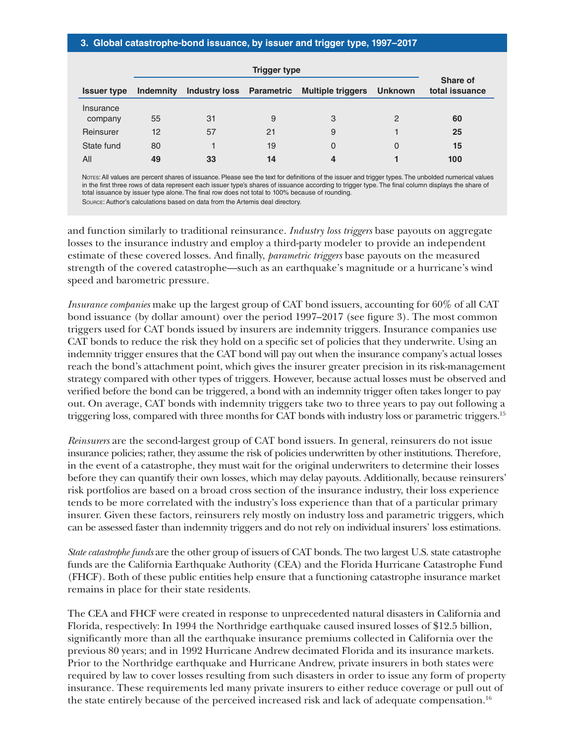**3. Global catastrophe-bond issuance, by issuer and trigger type, 1997–2017**

| | Trigger type | | | | | |
|---|---|---|---|---|---|---|
| **Issuer type** | **Indemnity** | **Industry loss** | **Parametric** | **Multiple triggers** | **Unknown** | **Share of total issuance** |
| Insurance company | 55 | 31 | 9 | 3 | 2 | **60** |
| Reinsurer | 12 | 57 | 21 | 9 | 1 | **25** |
| State fund | 80 | 1 | 19 | 0 | 0 | **15** |
| All | **49** | **33** | **14** | **4** | **1** | **100** |

Notes: All values are percent shares of issuance. Please see the text for definitions of the issuer and trigger types. The unbolded numerical values in the first three rows of data represent each issuer type's shares of issuance according to trigger type. The final column displays the share of total issuance by issuer type alone. The final row does not total to 100% because of rounding.

Source: Author's calculations based on data from the Artemis deal directory.

and function similarly to traditional reinsurance. *Industry loss triggers* base payouts on aggregate losses to the insurance industry and employ a third-party modeler to provide an independent estimate of these covered losses. And finally, *parametric triggers* base payouts on the measured strength of the covered catastrophe—such as an earthquake's magnitude or a hurricane's wind speed and barometric pressure.

*Insurance companies* make up the largest group of CAT bond issuers, accounting for 60% of all CAT bond issuance (by dollar amount) over the period 1997–2017 (see figure 3). The most common triggers used for CAT bonds issued by insurers are indemnity triggers. Insurance companies use CAT bonds to reduce the risk they hold on a specific set of policies that they underwrite. Using an indemnity trigger ensures that the CAT bond will pay out when the insurance company's actual losses reach the bond's attachment point, which gives the insurer greater precision in its risk-management strategy compared with other types of triggers. However, because actual losses must be observed and verified before the bond can be triggered, a bond with an indemnity trigger often takes longer to pay out. On average, CAT bonds with indemnity triggers take two to three years to pay out following a triggering loss, compared with three months for CAT bonds with industry loss or parametric triggers.[15]

*Reinsurers* are the second-largest group of CAT bond issuers. In general, reinsurers do not issue insurance policies; rather, they assume the risk of policies underwritten by other institutions. Therefore, in the event of a catastrophe, they must wait for the original underwriters to determine their losses before they can quantify their own losses, which may delay payouts. Additionally, because reinsurers' risk portfolios are based on a broad cross section of the insurance industry, their loss experience tends to be more correlated with the industry's loss experience than that of a particular primary insurer. Given these factors, reinsurers rely mostly on industry loss and parametric triggers, which can be assessed faster than indemnity triggers and do not rely on individual insurers' loss estimations.

*State catastrophe funds* are the other group of issuers of CAT bonds. The two largest U.S. state catastrophe funds are the California Earthquake Authority (CEA) and the Florida Hurricane Catastrophe Fund (FHCF). Both of these public entities help ensure that a functioning catastrophe insurance market remains in place for their state residents.

The CEA and FHCF were created in response to unprecedented natural disasters in California and Florida, respectively: In 1994 the Northridge earthquake caused insured losses of $12.5 billion, significantly more than all the earthquake insurance premiums collected in California over the previous 80 years; and in 1992 Hurricane Andrew decimated Florida and its insurance markets. Prior to the Northridge earthquake and Hurricane Andrew, private insurers in both states were required by law to cover losses resulting from such disasters in order to issue any form of property insurance. These requirements led many private insurers to either reduce coverage or pull out of the state entirely because of the perceived increased risk and lack of adequate compensation.[16]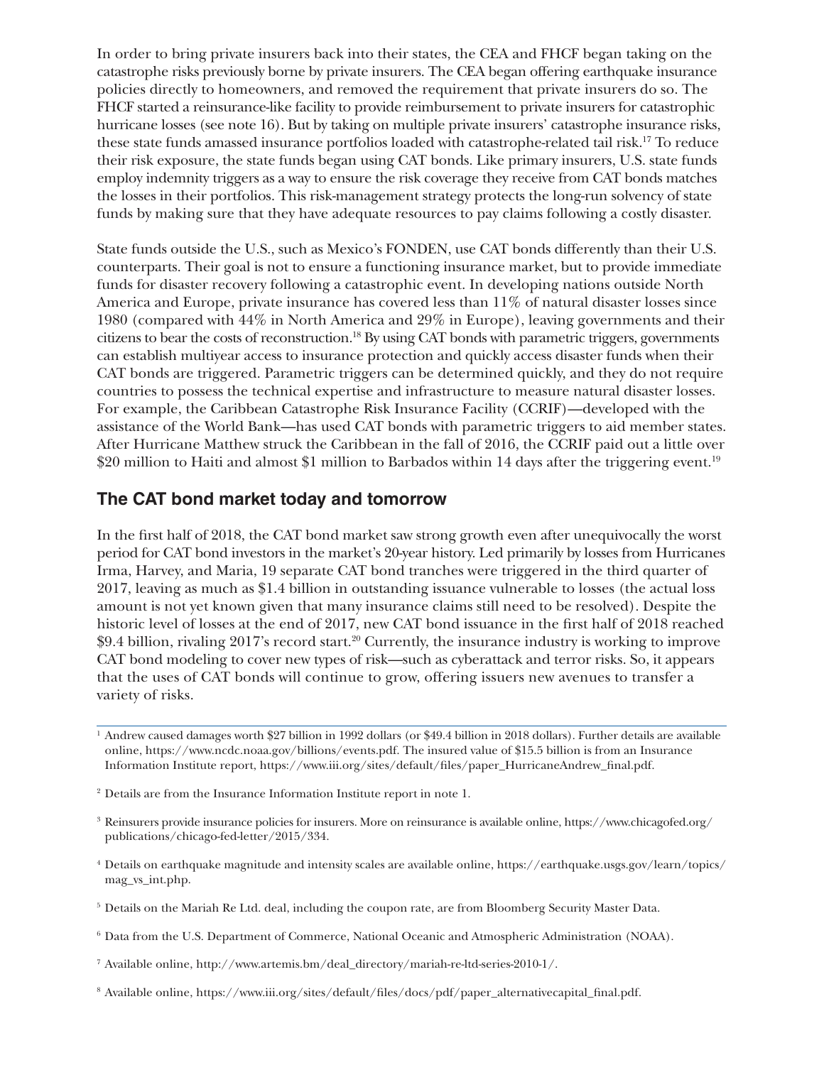In order to bring private insurers back into their states, the CEA and FHCF began taking on the catastrophe risks previously borne by private insurers. The CEA began offering earthquake insurance policies directly to homeowners, and removed the requirement that private insurers do so. The FHCF started a reinsurance-like facility to provide reimbursement to private insurers for catastrophic hurricane losses (see note 16). But by taking on multiple private insurers' catastrophe insurance risks, these state funds amassed insurance portfolios loaded with catastrophe-related tail risk.[17] To reduce their risk exposure, the state funds began using CAT bonds. Like primary insurers, U.S. state funds employ indemnity triggers as a way to ensure the risk coverage they receive from CAT bonds matches the losses in their portfolios. This risk-management strategy protects the long-run solvency of state funds by making sure that they have adequate resources to pay claims following a costly disaster.

State funds outside the U.S., such as Mexico's FONDEN, use CAT bonds differently than their U.S. counterparts. Their goal is not to ensure a functioning insurance market, but to provide immediate funds for disaster recovery following a catastrophic event. In developing nations outside North America and Europe, private insurance has covered less than 11% of natural disaster losses since 1980 (compared with 44% in North America and 29% in Europe), leaving governments and their citizens to bear the costs of reconstruction.[18] By using CAT bonds with parametric triggers, governments can establish multiyear access to insurance protection and quickly access disaster funds when their CAT bonds are triggered. Parametric triggers can be determined quickly, and they do not require countries to possess the technical expertise and infrastructure to measure natural disaster losses. For example, the Caribbean Catastrophe Risk Insurance Facility (CCRIF)—developed with the assistance of the World Bank—has used CAT bonds with parametric triggers to aid member states. After Hurricane Matthew struck the Caribbean in the fall of 2016, the CCRIF paid out a little over $20 million to Haiti and almost $1 million to Barbados within 14 days after the triggering event.[19]

## The CAT bond market today and tomorrow

In the first half of 2018, the CAT bond market saw strong growth even after unequivocally the worst period for CAT bond investors in the market's 20-year history. Led primarily by losses from Hurricanes Irma, Harvey, and Maria, 19 separate CAT bond tranches were triggered in the third quarter of 2017, leaving as much as $1.4 billion in outstanding issuance vulnerable to losses (the actual loss amount is not yet known given that many insurance claims still need to be resolved). Despite the historic level of losses at the end of 2017, new CAT bond issuance in the first half of 2018 reached $9.4 billion, rivaling 2017's record start.[20] Currently, the insurance industry is working to improve CAT bond modeling to cover new types of risk—such as cyberattack and terror risks. So, it appears that the uses of CAT bonds will continue to grow, offering issuers new avenues to transfer a variety of risks.

---

[1] Andrew caused damages worth $27 billion in 1992 dollars (or $49.4 billion in 2018 dollars). Further details are available online, https://www.ncdc.noaa.gov/billions/events.pdf. The insured value of $15.5 billion is from an Insurance Information Institute report, https://www.iii.org/sites/default/files/paper_HurricaneAndrew_final.pdf.

[2] Details are from the Insurance Information Institute report in note 1.

[3] Reinsurers provide insurance policies for insurers. More on reinsurance is available online, https://www.chicagofed.org/publications/chicago-fed-letter/2015/334.

[4] Details on earthquake magnitude and intensity scales are available online, https://earthquake.usgs.gov/learn/topics/mag_vs_int.php.

[5] Details on the Mariah Re Ltd. deal, including the coupon rate, are from Bloomberg Security Master Data.

[6] Data from the U.S. Department of Commerce, National Oceanic and Atmospheric Administration (NOAA).

[7] Available online, http://www.artemis.bm/deal_directory/mariah-re-ltd-series-2010-1/.

[8] Available online, https://www.iii.org/sites/default/files/docs/pdf/paper_alternativecapital_final.pdf.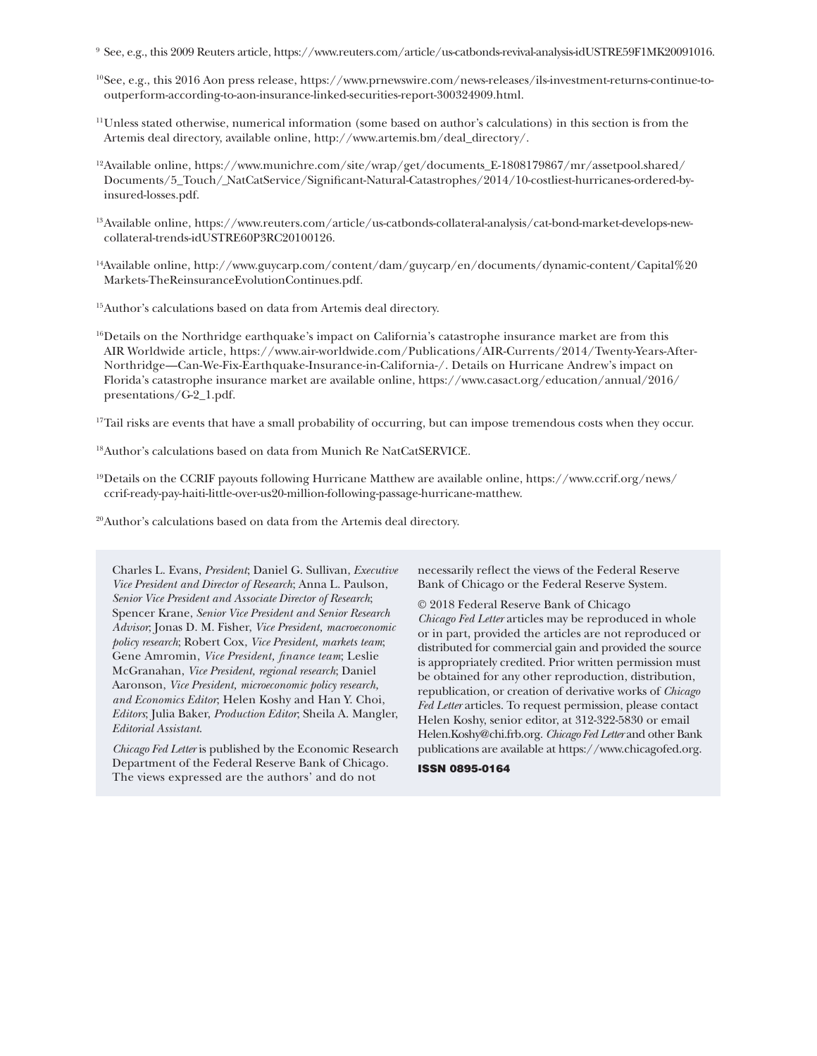[9] See, e.g., this 2009 Reuters article, https://www.reuters.com/article/us-catbonds-revival-analysis-idUSTRE59F1MK20091016.

[10] See, e.g., this 2016 Aon press release, https://www.prnewswire.com/news-releases/ils-investment-returns-continue-to-outperform-according-to-aon-insurance-linked-securities-report-300324909.html.

[11] Unless stated otherwise, numerical information (some based on author's calculations) in this section is from the Artemis deal directory, available online, http://www.artemis.bm/deal_directory/.

[12] Available online, https://www.munichre.com/site/wrap/get/documents_E-1808179867/mr/assetpool.shared/Documents/5_Touch/_NatCatService/Significant-Natural-Catastrophes/2014/10-costliest-hurricanes-ordered-by-insured-losses.pdf.

[13] Available online, https://www.reuters.com/article/us-catbonds-collateral-analysis/cat-bond-market-develops-new-collateral-trends-idUSTRE60P3RC20100126.

[14] Available online, http://www.guycarp.com/content/dam/guycarp/en/documents/dynamic-content/Capital%20Markets-TheReinsuranceEvolutionContinues.pdf.

[15] Author's calculations based on data from Artemis deal directory.

[16] Details on the Northridge earthquake's impact on California's catastrophe insurance market are from this AIR Worldwide article, https://www.air-worldwide.com/Publications/AIR-Currents/2014/Twenty-Years-After-Northridge—Can-We-Fix-Earthquake-Insurance-in-California-/. Details on Hurricane Andrew's impact on Florida's catastrophe insurance market are available online, https://www.casact.org/education/annual/2016/presentations/G-2_1.pdf.

[17] Tail risks are events that have a small probability of occurring, but can impose tremendous costs when they occur.

[18] Author's calculations based on data from Munich Re NatCatSERVICE.

[19] Details on the CCRIF payouts following Hurricane Matthew are available online, https://www.ccrif.org/news/ccrif-ready-pay-haiti-little-over-us20-million-following-passage-hurricane-matthew.

[20] Author's calculations based on data from the Artemis deal directory.

Charles L. Evans, *President*; Daniel G. Sullivan, *Executive Vice President and Director of Research*; Anna L. Paulson, *Senior Vice President and Associate Director of Research*; Spencer Krane, *Senior Vice President and Senior Research Advisor*; Jonas D. M. Fisher, *Vice President, macroeconomic policy research*; Robert Cox, *Vice President, markets team*; Gene Amromin, *Vice President, finance team*; Leslie McGranahan, *Vice President, regional research*; Daniel Aaronson, *Vice President, microeconomic policy research, and Economics Editor*; Helen Koshy and Han Y. Choi, *Editors*; Julia Baker, *Production Editor*; Sheila A. Mangler, *Editorial Assistant*.

*Chicago Fed Letter* is published by the Economic Research Department of the Federal Reserve Bank of Chicago. The views expressed are the authors' and do not necessarily reflect the views of the Federal Reserve Bank of Chicago or the Federal Reserve System.

© 2018 Federal Reserve Bank of Chicago
*Chicago Fed Letter* articles may be reproduced in whole or in part, provided the articles are not reproduced or distributed for commercial gain and provided the source is appropriately credited. Prior written permission must be obtained for any other reproduction, distribution, republication, or creation of derivative works of *Chicago Fed Letter* articles. To request permission, please contact Helen Koshy, senior editor, at 312-322-5830 or email Helen.Koshy@chi.frb.org. *Chicago Fed Letter* and other Bank publications are available at https://www.chicagofed.org.

**ISSN 0895-0164**